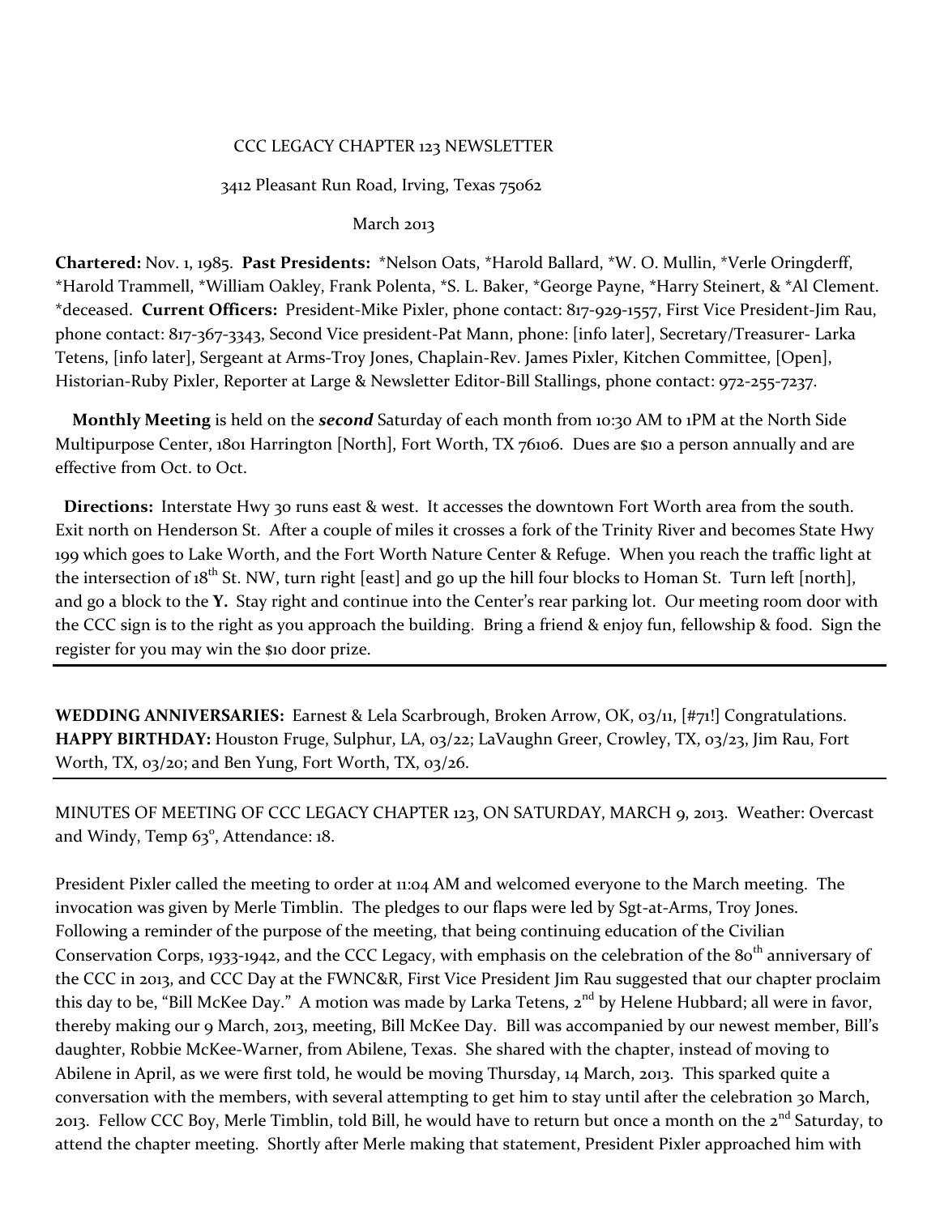CCC LEGACY CHAPTER 123 NEWSLETTER

3412 Pleasant Run Road, Irving, Texas 75062

March 2013

**Chartered:** Nov. 1, 1985. **Past Presidents:** *Nelson Oats, *Harold Ballard, *W. O. Mullin, *Verle Oringderff, *Harold Trammell, *William Oakley, Frank Polenta, *S. L. Baker, *George Payne, *Harry Steinert, & *Al Clement. *deceased. **Current Officers:** President-Mike Pixler, phone contact: 817-929-1557, First Vice President-Jim Rau, phone contact: 817-367-3343, Second Vice president-Pat Mann, phone: [info later], Secretary/Treasurer- Larka Tetens, [info later], Sergeant at Arms-Troy Jones, Chaplain-Rev. James Pixler, Kitchen Committee, [Open], Historian-Ruby Pixler, Reporter at Large & Newsletter Editor-Bill Stallings, phone contact: 972-255-7237.

**Monthly Meeting** is held on the ***second*** Saturday of each month from 10:30 AM to 1PM at the North Side Multipurpose Center, 1801 Harrington [North], Fort Worth, TX 76106. Dues are $10 a person annually and are effective from Oct. to Oct.

**Directions:** Interstate Hwy 30 runs east & west. It accesses the downtown Fort Worth area from the south. Exit north on Henderson St. After a couple of miles it crosses a fork of the Trinity River and becomes State Hwy 199 which goes to Lake Worth, and the Fort Worth Nature Center & Refuge. When you reach the traffic light at the intersection of 18th St. NW, turn right [east] and go up the hill four blocks to Homan St. Turn left [north], and go a block to the **Y.** Stay right and continue into the Center's rear parking lot. Our meeting room door with the CCC sign is to the right as you approach the building. Bring a friend & enjoy fun, fellowship & food. Sign the register for you may win the $10 door prize.

---

**WEDDING ANNIVERSARIES:** Earnest & Lela Scarbrough, Broken Arrow, OK, 03/11, [#71!] Congratulations.
**HAPPY BIRTHDAY:** Houston Fruge, Sulphur, LA, 03/22; LaVaughn Greer, Crowley, TX, 03/23, Jim Rau, Fort Worth, TX, 03/20; and Ben Yung, Fort Worth, TX, 03/26.

---

MINUTES OF MEETING OF CCC LEGACY CHAPTER 123, ON SATURDAY, MARCH 9, 2013. Weather: Overcast and Windy, Temp 63°, Attendance: 18.

President Pixler called the meeting to order at 11:04 AM and welcomed everyone to the March meeting. The invocation was given by Merle Timblin. The pledges to our flaps were led by Sgt-at-Arms, Troy Jones. Following a reminder of the purpose of the meeting, that being continuing education of the Civilian Conservation Corps, 1933-1942, and the CCC Legacy, with emphasis on the celebration of the 80th anniversary of the CCC in 2013, and CCC Day at the FWNC&R, First Vice President Jim Rau suggested that our chapter proclaim this day to be, "Bill McKee Day." A motion was made by Larka Tetens, 2nd by Helene Hubbard; all were in favor, thereby making our 9 March, 2013, meeting, Bill McKee Day. Bill was accompanied by our newest member, Bill's daughter, Robbie McKee-Warner, from Abilene, Texas. She shared with the chapter, instead of moving to Abilene in April, as we were first told, he would be moving Thursday, 14 March, 2013. This sparked quite a conversation with the members, with several attempting to get him to stay until after the celebration 30 March, 2013. Fellow CCC Boy, Merle Timblin, told Bill, he would have to return but once a month on the 2nd Saturday, to attend the chapter meeting. Shortly after Merle making that statement, President Pixler approached him with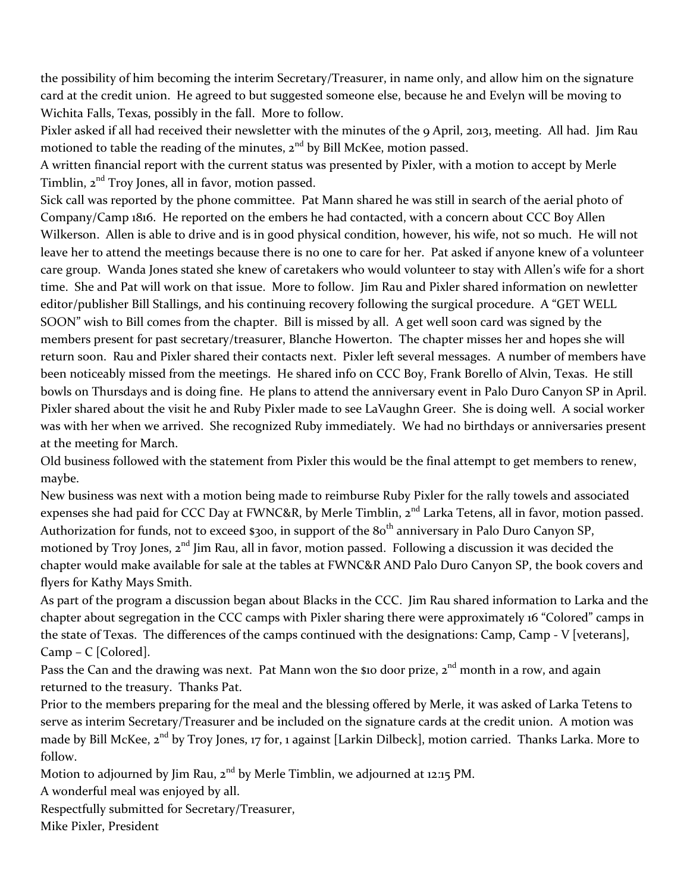the possibility of him becoming the interim Secretary/Treasurer, in name only, and allow him on the signature card at the credit union. He agreed to but suggested someone else, because he and Evelyn will be moving to Wichita Falls, Texas, possibly in the fall. More to follow.

Pixler asked if all had received their newsletter with the minutes of the 9 April, 2013, meeting. All had. Jim Rau motioned to table the reading of the minutes, 2nd by Bill McKee, motion passed.

A written financial report with the current status was presented by Pixler, with a motion to accept by Merle Timblin, 2nd Troy Jones, all in favor, motion passed.

Sick call was reported by the phone committee. Pat Mann shared he was still in search of the aerial photo of Company/Camp 1816. He reported on the embers he had contacted, with a concern about CCC Boy Allen Wilkerson. Allen is able to drive and is in good physical condition, however, his wife, not so much. He will not leave her to attend the meetings because there is no one to care for her. Pat asked if anyone knew of a volunteer care group. Wanda Jones stated she knew of caretakers who would volunteer to stay with Allen's wife for a short time. She and Pat will work on that issue. More to follow. Jim Rau and Pixler shared information on newletter editor/publisher Bill Stallings, and his continuing recovery following the surgical procedure. A "GET WELL SOON" wish to Bill comes from the chapter. Bill is missed by all. A get well soon card was signed by the members present for past secretary/treasurer, Blanche Howerton. The chapter misses her and hopes she will return soon. Rau and Pixler shared their contacts next. Pixler left several messages. A number of members have been noticeably missed from the meetings. He shared info on CCC Boy, Frank Borello of Alvin, Texas. He still bowls on Thursdays and is doing fine. He plans to attend the anniversary event in Palo Duro Canyon SP in April. Pixler shared about the visit he and Ruby Pixler made to see LaVaughn Greer. She is doing well. A social worker was with her when we arrived. She recognized Ruby immediately. We had no birthdays or anniversaries present at the meeting for March.

Old business followed with the statement from Pixler this would be the final attempt to get members to renew, maybe.

New business was next with a motion being made to reimburse Ruby Pixler for the rally towels and associated expenses she had paid for CCC Day at FWNC&R, by Merle Timblin, 2nd Larka Tetens, all in favor, motion passed. Authorization for funds, not to exceed $300, in support of the 80th anniversary in Palo Duro Canyon SP, motioned by Troy Jones, 2nd Jim Rau, all in favor, motion passed. Following a discussion it was decided the chapter would make available for sale at the tables at FWNC&R AND Palo Duro Canyon SP, the book covers and flyers for Kathy Mays Smith.

As part of the program a discussion began about Blacks in the CCC. Jim Rau shared information to Larka and the chapter about segregation in the CCC camps with Pixler sharing there were approximately 16 "Colored" camps in the state of Texas. The differences of the camps continued with the designations: Camp, Camp - V [veterans], Camp – C [Colored].

Pass the Can and the drawing was next. Pat Mann won the $10 door prize, 2nd month in a row, and again returned to the treasury. Thanks Pat.

Prior to the members preparing for the meal and the blessing offered by Merle, it was asked of Larka Tetens to serve as interim Secretary/Treasurer and be included on the signature cards at the credit union. A motion was made by Bill McKee, 2nd by Troy Jones, 17 for, 1 against [Larkin Dilbeck], motion carried. Thanks Larka. More to follow.

Motion to adjourned by Jim Rau, 2nd by Merle Timblin, we adjourned at 12:15 PM.

A wonderful meal was enjoyed by all.

Respectfully submitted for Secretary/Treasurer,

Mike Pixler, President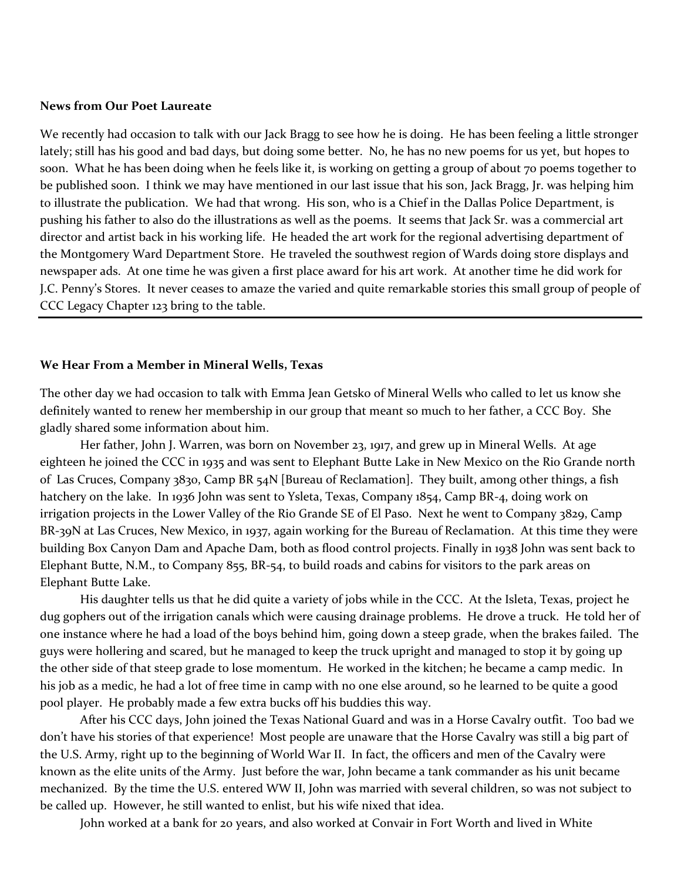**News from Our Poet Laureate**

We recently had occasion to talk with our Jack Bragg to see how he is doing. He has been feeling a little stronger lately; still has his good and bad days, but doing some better. No, he has no new poems for us yet, but hopes to soon. What he has been doing when he feels like it, is working on getting a group of about 70 poems together to be published soon. I think we may have mentioned in our last issue that his son, Jack Bragg, Jr. was helping him to illustrate the publication. We had that wrong. His son, who is a Chief in the Dallas Police Department, is pushing his father to also do the illustrations as well as the poems. It seems that Jack Sr. was a commercial art director and artist back in his working life. He headed the art work for the regional advertising department of the Montgomery Ward Department Store. He traveled the southwest region of Wards doing store displays and newspaper ads. At one time he was given a first place award for his art work. At another time he did work for J.C. Penny's Stores. It never ceases to amaze the varied and quite remarkable stories this small group of people of CCC Legacy Chapter 123 bring to the table.

---

**We Hear From a Member in Mineral Wells, Texas**

The other day we had occasion to talk with Emma Jean Getsko of Mineral Wells who called to let us know she definitely wanted to renew her membership in our group that meant so much to her father, a CCC Boy. She gladly shared some information about him.

Her father, John J. Warren, was born on November 23, 1917, and grew up in Mineral Wells. At age eighteen he joined the CCC in 1935 and was sent to Elephant Butte Lake in New Mexico on the Rio Grande north of Las Cruces, Company 3830, Camp BR 54N [Bureau of Reclamation]. They built, among other things, a fish hatchery on the lake. In 1936 John was sent to Ysleta, Texas, Company 1854, Camp BR-4, doing work on irrigation projects in the Lower Valley of the Rio Grande SE of El Paso. Next he went to Company 3829, Camp BR-39N at Las Cruces, New Mexico, in 1937, again working for the Bureau of Reclamation. At this time they were building Box Canyon Dam and Apache Dam, both as flood control projects. Finally in 1938 John was sent back to Elephant Butte, N.M., to Company 855, BR-54, to build roads and cabins for visitors to the park areas on Elephant Butte Lake.

His daughter tells us that he did quite a variety of jobs while in the CCC. At the Isleta, Texas, project he dug gophers out of the irrigation canals which were causing drainage problems. He drove a truck. He told her of one instance where he had a load of the boys behind him, going down a steep grade, when the brakes failed. The guys were hollering and scared, but he managed to keep the truck upright and managed to stop it by going up the other side of that steep grade to lose momentum. He worked in the kitchen; he became a camp medic. In his job as a medic, he had a lot of free time in camp with no one else around, so he learned to be quite a good pool player. He probably made a few extra bucks off his buddies this way.

After his CCC days, John joined the Texas National Guard and was in a Horse Cavalry outfit. Too bad we don't have his stories of that experience! Most people are unaware that the Horse Cavalry was still a big part of the U.S. Army, right up to the beginning of World War II. In fact, the officers and men of the Cavalry were known as the elite units of the Army. Just before the war, John became a tank commander as his unit became mechanized. By the time the U.S. entered WW II, John was married with several children, so was not subject to be called up. However, he still wanted to enlist, but his wife nixed that idea.

John worked at a bank for 20 years, and also worked at Convair in Fort Worth and lived in White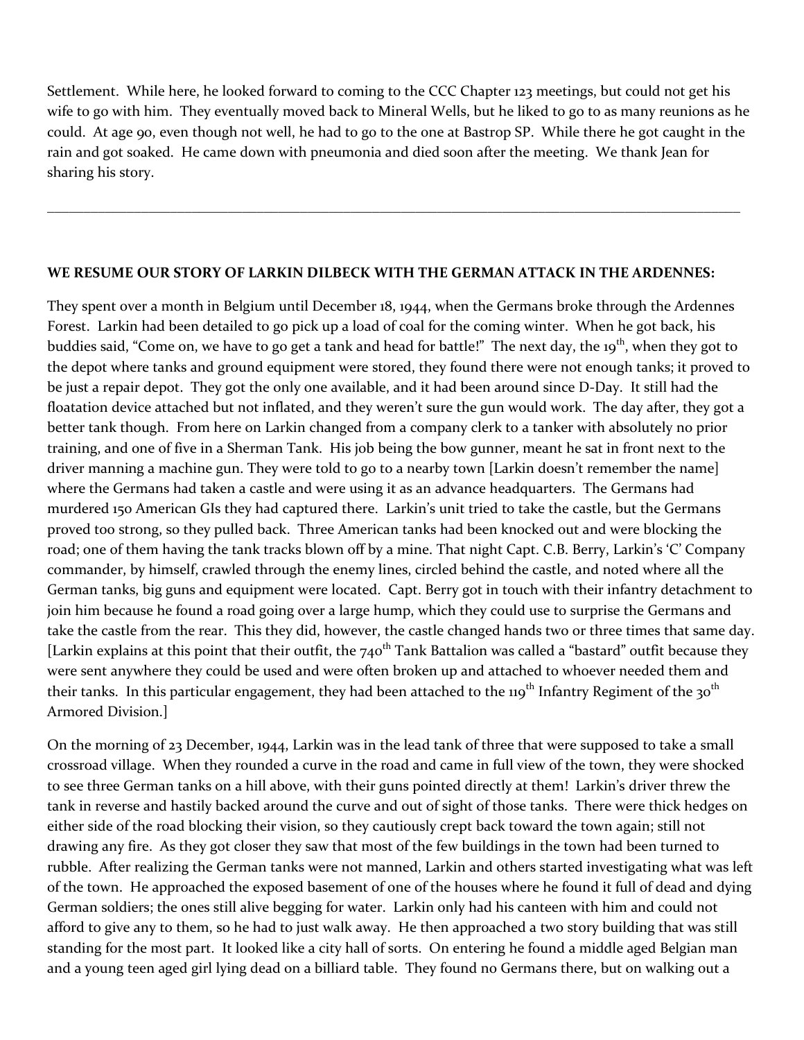Settlement. While here, he looked forward to coming to the CCC Chapter 123 meetings, but could not get his wife to go with him. They eventually moved back to Mineral Wells, but he liked to go to as many reunions as he could. At age 90, even though not well, he had to go to the one at Bastrop SP. While there he got caught in the rain and got soaked. He came down with pneumonia and died soon after the meeting. We thank Jean for sharing his story.

---

**WE RESUME OUR STORY OF LARKIN DILBECK WITH THE GERMAN ATTACK IN THE ARDENNES:**

They spent over a month in Belgium until December 18, 1944, when the Germans broke through the Ardennes Forest. Larkin had been detailed to go pick up a load of coal for the coming winter. When he got back, his buddies said, "Come on, we have to go get a tank and head for battle!" The next day, the 19th, when they got to the depot where tanks and ground equipment were stored, they found there were not enough tanks; it proved to be just a repair depot. They got the only one available, and it had been around since D-Day. It still had the floatation device attached but not inflated, and they weren't sure the gun would work. The day after, they got a better tank though. From here on Larkin changed from a company clerk to a tanker with absolutely no prior training, and one of five in a Sherman Tank. His job being the bow gunner, meant he sat in front next to the driver manning a machine gun. They were told to go to a nearby town [Larkin doesn't remember the name] where the Germans had taken a castle and were using it as an advance headquarters. The Germans had murdered 150 American GIs they had captured there. Larkin's unit tried to take the castle, but the Germans proved too strong, so they pulled back. Three American tanks had been knocked out and were blocking the road; one of them having the tank tracks blown off by a mine. That night Capt. C.B. Berry, Larkin's 'C' Company commander, by himself, crawled through the enemy lines, circled behind the castle, and noted where all the German tanks, big guns and equipment were located. Capt. Berry got in touch with their infantry detachment to join him because he found a road going over a large hump, which they could use to surprise the Germans and take the castle from the rear. This they did, however, the castle changed hands two or three times that same day. [Larkin explains at this point that their outfit, the 740th Tank Battalion was called a "bastard" outfit because they were sent anywhere they could be used and were often broken up and attached to whoever needed them and their tanks. In this particular engagement, they had been attached to the 119th Infantry Regiment of the 30th Armored Division.]

On the morning of 23 December, 1944, Larkin was in the lead tank of three that were supposed to take a small crossroad village. When they rounded a curve in the road and came in full view of the town, they were shocked to see three German tanks on a hill above, with their guns pointed directly at them! Larkin's driver threw the tank in reverse and hastily backed around the curve and out of sight of those tanks. There were thick hedges on either side of the road blocking their vision, so they cautiously crept back toward the town again; still not drawing any fire. As they got closer they saw that most of the few buildings in the town had been turned to rubble. After realizing the German tanks were not manned, Larkin and others started investigating what was left of the town. He approached the exposed basement of one of the houses where he found it full of dead and dying German soldiers; the ones still alive begging for water. Larkin only had his canteen with him and could not afford to give any to them, so he had to just walk away. He then approached a two story building that was still standing for the most part. It looked like a city hall of sorts. On entering he found a middle aged Belgian man and a young teen aged girl lying dead on a billiard table. They found no Germans there, but on walking out a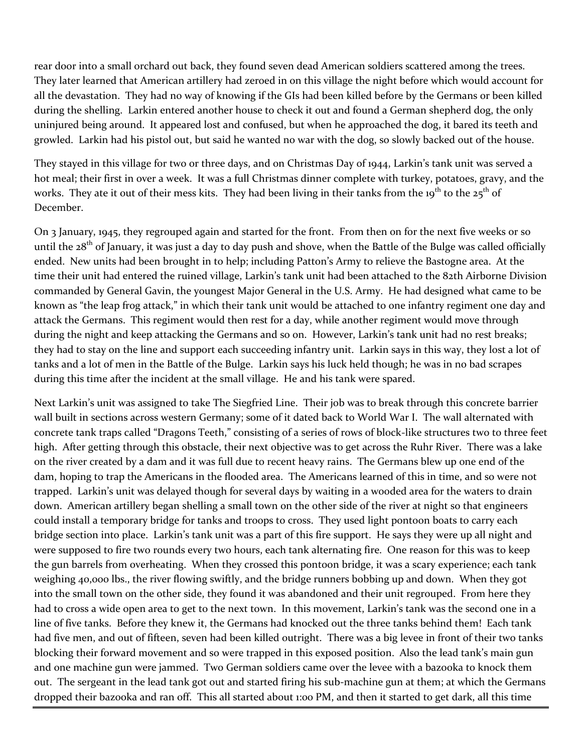rear door into a small orchard out back, they found seven dead American soldiers scattered among the trees. They later learned that American artillery had zeroed in on this village the night before which would account for all the devastation. They had no way of knowing if the GIs had been killed before by the Germans or been killed during the shelling. Larkin entered another house to check it out and found a German shepherd dog, the only uninjured being around. It appeared lost and confused, but when he approached the dog, it bared its teeth and growled. Larkin had his pistol out, but said he wanted no war with the dog, so slowly backed out of the house.

They stayed in this village for two or three days, and on Christmas Day of 1944, Larkin's tank unit was served a hot meal; their first in over a week. It was a full Christmas dinner complete with turkey, potatoes, gravy, and the works. They ate it out of their mess kits. They had been living in their tanks from the 19th to the 25th of December.

On 3 January, 1945, they regrouped again and started for the front. From then on for the next five weeks or so until the 28th of January, it was just a day to day push and shove, when the Battle of the Bulge was called officially ended. New units had been brought in to help; including Patton's Army to relieve the Bastogne area. At the time their unit had entered the ruined village, Larkin's tank unit had been attached to the 82th Airborne Division commanded by General Gavin, the youngest Major General in the U.S. Army. He had designed what came to be known as "the leap frog attack," in which their tank unit would be attached to one infantry regiment one day and attack the Germans. This regiment would then rest for a day, while another regiment would move through during the night and keep attacking the Germans and so on. However, Larkin's tank unit had no rest breaks; they had to stay on the line and support each succeeding infantry unit. Larkin says in this way, they lost a lot of tanks and a lot of men in the Battle of the Bulge. Larkin says his luck held though; he was in no bad scrapes during this time after the incident at the small village. He and his tank were spared.

Next Larkin's unit was assigned to take The Siegfried Line. Their job was to break through this concrete barrier wall built in sections across western Germany; some of it dated back to World War I. The wall alternated with concrete tank traps called "Dragons Teeth," consisting of a series of rows of block-like structures two to three feet high. After getting through this obstacle, their next objective was to get across the Ruhr River. There was a lake on the river created by a dam and it was full due to recent heavy rains. The Germans blew up one end of the dam, hoping to trap the Americans in the flooded area. The Americans learned of this in time, and so were not trapped. Larkin's unit was delayed though for several days by waiting in a wooded area for the waters to drain down. American artillery began shelling a small town on the other side of the river at night so that engineers could install a temporary bridge for tanks and troops to cross. They used light pontoon boats to carry each bridge section into place. Larkin's tank unit was a part of this fire support. He says they were up all night and were supposed to fire two rounds every two hours, each tank alternating fire. One reason for this was to keep the gun barrels from overheating. When they crossed this pontoon bridge, it was a scary experience; each tank weighing 40,000 lbs., the river flowing swiftly, and the bridge runners bobbing up and down. When they got into the small town on the other side, they found it was abandoned and their unit regrouped. From here they had to cross a wide open area to get to the next town. In this movement, Larkin's tank was the second one in a line of five tanks. Before they knew it, the Germans had knocked out the three tanks behind them! Each tank had five men, and out of fifteen, seven had been killed outright. There was a big levee in front of their two tanks blocking their forward movement and so were trapped in this exposed position. Also the lead tank's main gun and one machine gun were jammed. Two German soldiers came over the levee with a bazooka to knock them out. The sergeant in the lead tank got out and started firing his sub-machine gun at them; at which the Germans dropped their bazooka and ran off. This all started about 1:00 PM, and then it started to get dark, all this time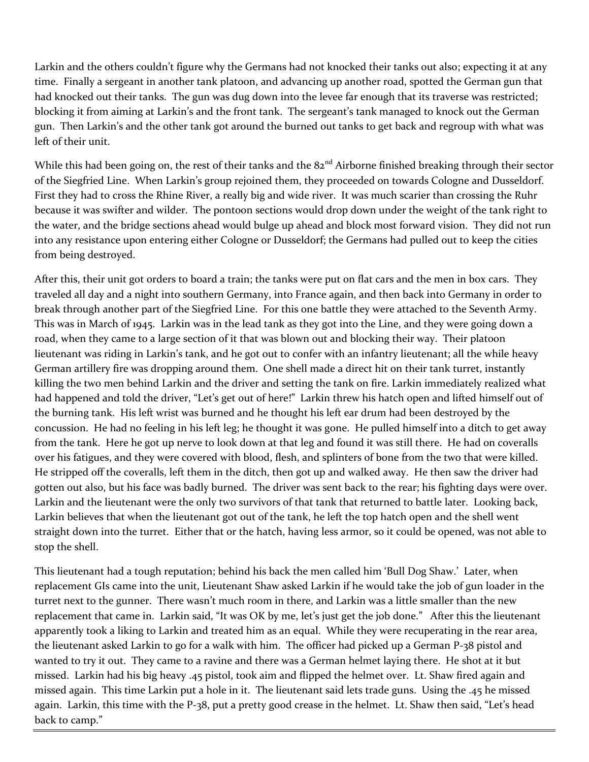Larkin and the others couldn't figure why the Germans had not knocked their tanks out also; expecting it at any time. Finally a sergeant in another tank platoon, and advancing up another road, spotted the German gun that had knocked out their tanks. The gun was dug down into the levee far enough that its traverse was restricted; blocking it from aiming at Larkin's and the front tank. The sergeant's tank managed to knock out the German gun. Then Larkin's and the other tank got around the burned out tanks to get back and regroup with what was left of their unit.

While this had been going on, the rest of their tanks and the 82nd Airborne finished breaking through their sector of the Siegfried Line. When Larkin's group rejoined them, they proceeded on towards Cologne and Dusseldorf. First they had to cross the Rhine River, a really big and wide river. It was much scarier than crossing the Ruhr because it was swifter and wilder. The pontoon sections would drop down under the weight of the tank right to the water, and the bridge sections ahead would bulge up ahead and block most forward vision. They did not run into any resistance upon entering either Cologne or Dusseldorf; the Germans had pulled out to keep the cities from being destroyed.

After this, their unit got orders to board a train; the tanks were put on flat cars and the men in box cars. They traveled all day and a night into southern Germany, into France again, and then back into Germany in order to break through another part of the Siegfried Line. For this one battle they were attached to the Seventh Army. This was in March of 1945. Larkin was in the lead tank as they got into the Line, and they were going down a road, when they came to a large section of it that was blown out and blocking their way. Their platoon lieutenant was riding in Larkin's tank, and he got out to confer with an infantry lieutenant; all the while heavy German artillery fire was dropping around them. One shell made a direct hit on their tank turret, instantly killing the two men behind Larkin and the driver and setting the tank on fire. Larkin immediately realized what had happened and told the driver, "Let's get out of here!" Larkin threw his hatch open and lifted himself out of the burning tank. His left wrist was burned and he thought his left ear drum had been destroyed by the concussion. He had no feeling in his left leg; he thought it was gone. He pulled himself into a ditch to get away from the tank. Here he got up nerve to look down at that leg and found it was still there. He had on coveralls over his fatigues, and they were covered with blood, flesh, and splinters of bone from the two that were killed. He stripped off the coveralls, left them in the ditch, then got up and walked away. He then saw the driver had gotten out also, but his face was badly burned. The driver was sent back to the rear; his fighting days were over. Larkin and the lieutenant were the only two survivors of that tank that returned to battle later. Looking back, Larkin believes that when the lieutenant got out of the tank, he left the top hatch open and the shell went straight down into the turret. Either that or the hatch, having less armor, so it could be opened, was not able to stop the shell.

This lieutenant had a tough reputation; behind his back the men called him 'Bull Dog Shaw.' Later, when replacement GIs came into the unit, Lieutenant Shaw asked Larkin if he would take the job of gun loader in the turret next to the gunner. There wasn't much room in there, and Larkin was a little smaller than the new replacement that came in. Larkin said, "It was OK by me, let's just get the job done." After this the lieutenant apparently took a liking to Larkin and treated him as an equal. While they were recuperating in the rear area, the lieutenant asked Larkin to go for a walk with him. The officer had picked up a German P-38 pistol and wanted to try it out. They came to a ravine and there was a German helmet laying there. He shot at it but missed. Larkin had his big heavy .45 pistol, took aim and flipped the helmet over. Lt. Shaw fired again and missed again. This time Larkin put a hole in it. The lieutenant said lets trade guns. Using the .45 he missed again. Larkin, this time with the P-38, put a pretty good crease in the helmet. Lt. Shaw then said, "Let's head back to camp."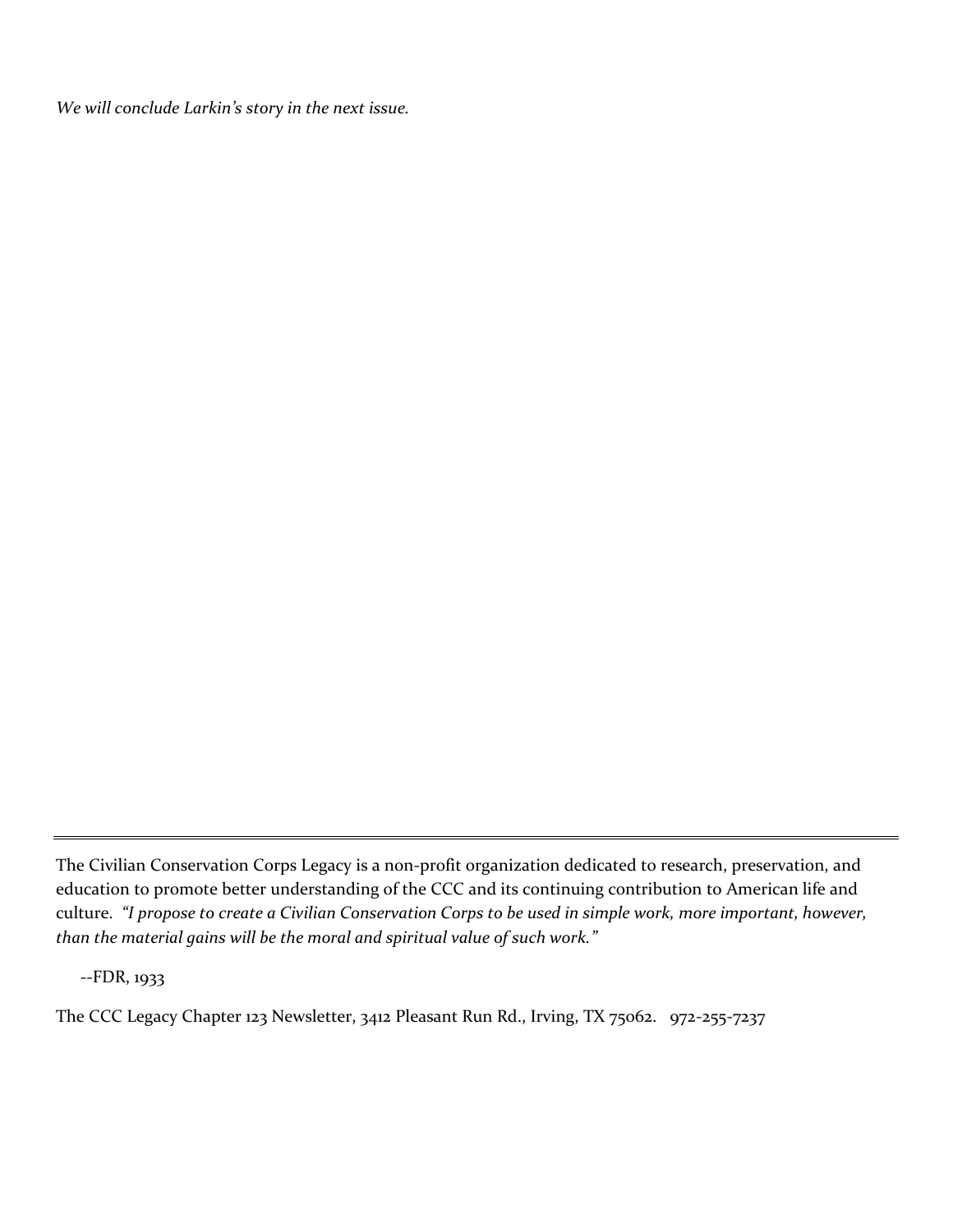*We will conclude Larkin's story in the next issue.*

---

The Civilian Conservation Corps Legacy is a non-profit organization dedicated to research, preservation, and education to promote better understanding of the CCC and its continuing contribution to American life and culture. *"I propose to create a Civilian Conservation Corps to be used in simple work, more important, however, than the material gains will be the moral and spiritual value of such work."*

--FDR, 1933

The CCC Legacy Chapter 123 Newsletter, 3412 Pleasant Run Rd., Irving, TX 75062. 972-255-7237